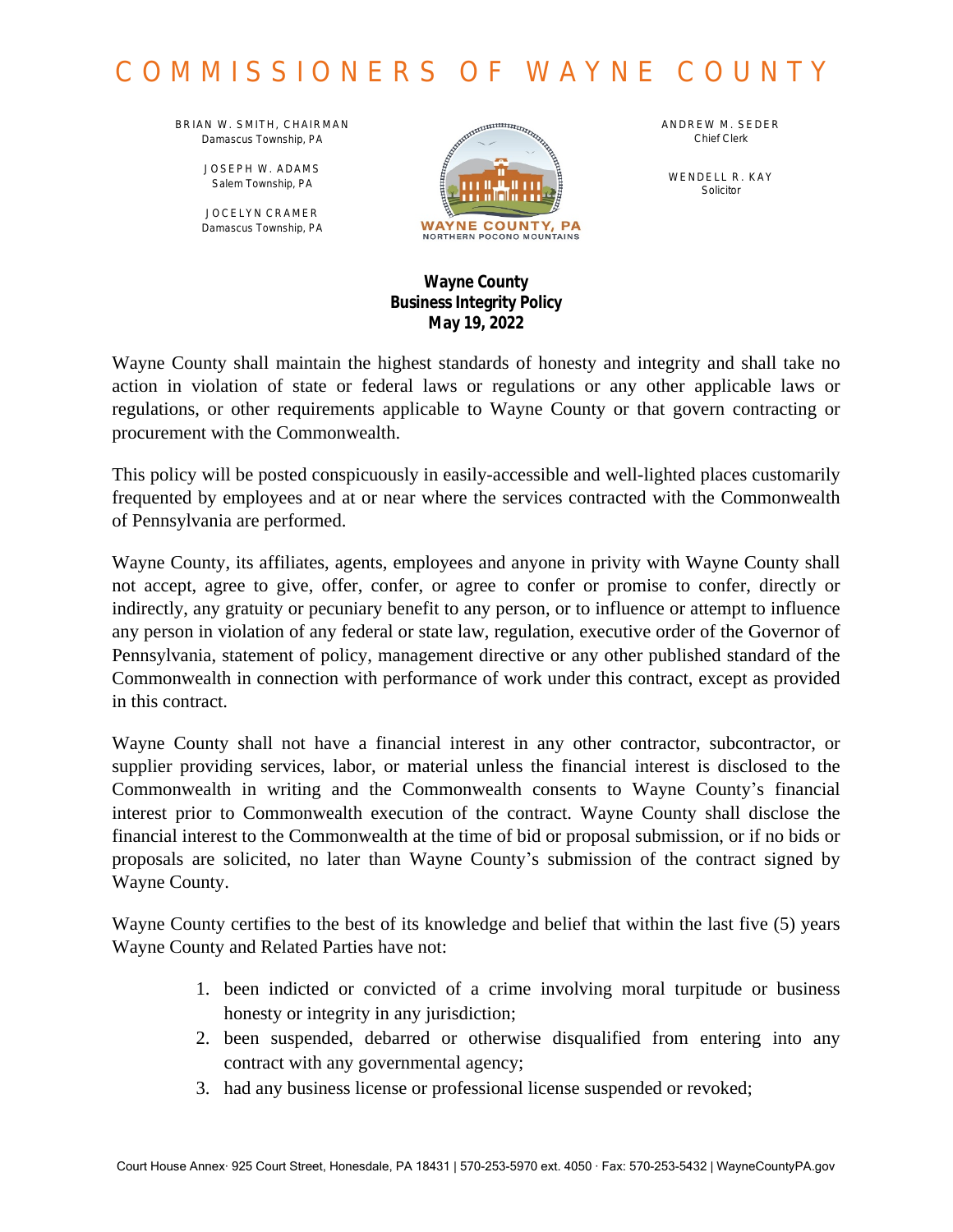# COMMISSIONERS OF WAYNE COUNTY

BRIAN W. SMITH, CHAIRMAN
Damascus Township, PA

JOSEPH W. ADAMS
Salem Township, PA

JOCELYN CRAMER
Damascus Township, PA

WAYNE COUNTY, PA
NORTHERN POCONO MOUNTAINS

ANDREW M. SEDER
Chief Clerk

WENDELL R. KAY
Solicitor

**Wayne County**
**Business Integrity Policy**
**May 19, 2022**

Wayne County shall maintain the highest standards of honesty and integrity and shall take no action in violation of state or federal laws or regulations or any other applicable laws or regulations, or other requirements applicable to Wayne County or that govern contracting or procurement with the Commonwealth.

This policy will be posted conspicuously in easily-accessible and well-lighted places customarily frequented by employees and at or near where the services contracted with the Commonwealth of Pennsylvania are performed.

Wayne County, its affiliates, agents, employees and anyone in privity with Wayne County shall not accept, agree to give, offer, confer, or agree to confer or promise to confer, directly or indirectly, any gratuity or pecuniary benefit to any person, or to influence or attempt to influence any person in violation of any federal or state law, regulation, executive order of the Governor of Pennsylvania, statement of policy, management directive or any other published standard of the Commonwealth in connection with performance of work under this contract, except as provided in this contract.

Wayne County shall not have a financial interest in any other contractor, subcontractor, or supplier providing services, labor, or material unless the financial interest is disclosed to the Commonwealth in writing and the Commonwealth consents to Wayne County's financial interest prior to Commonwealth execution of the contract. Wayne County shall disclose the financial interest to the Commonwealth at the time of bid or proposal submission, or if no bids or proposals are solicited, no later than Wayne County's submission of the contract signed by Wayne County.

Wayne County certifies to the best of its knowledge and belief that within the last five (5) years Wayne County and Related Parties have not:

1. been indicted or convicted of a crime involving moral turpitude or business honesty or integrity in any jurisdiction;
2. been suspended, debarred or otherwise disqualified from entering into any contract with any governmental agency;
3. had any business license or professional license suspended or revoked;

Court House Annex· 925 Court Street, Honesdale, PA 18431 | 570-253-5970 ext. 4050 · Fax: 570-253-5432 | WayneCountyPA.gov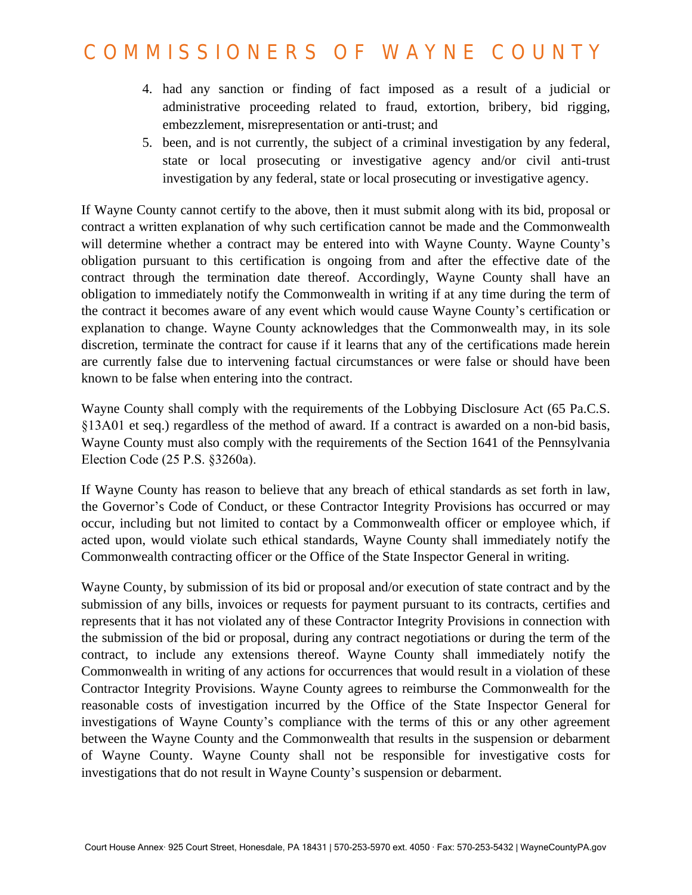4. had any sanction or finding of fact imposed as a result of a judicial or administrative proceeding related to fraud, extortion, bribery, bid rigging, embezzlement, misrepresentation or anti-trust; and
5. been, and is not currently, the subject of a criminal investigation by any federal, state or local prosecuting or investigative agency and/or civil anti-trust investigation by any federal, state or local prosecuting or investigative agency.

If Wayne County cannot certify to the above, then it must submit along with its bid, proposal or contract a written explanation of why such certification cannot be made and the Commonwealth will determine whether a contract may be entered into with Wayne County. Wayne County's obligation pursuant to this certification is ongoing from and after the effective date of the contract through the termination date thereof. Accordingly, Wayne County shall have an obligation to immediately notify the Commonwealth in writing if at any time during the term of the contract it becomes aware of any event which would cause Wayne County's certification or explanation to change. Wayne County acknowledges that the Commonwealth may, in its sole discretion, terminate the contract for cause if it learns that any of the certifications made herein are currently false due to intervening factual circumstances or were false or should have been known to be false when entering into the contract.

Wayne County shall comply with the requirements of the Lobbying Disclosure Act (65 Pa.C.S. §13A01 et seq.) regardless of the method of award. If a contract is awarded on a non-bid basis, Wayne County must also comply with the requirements of the Section 1641 of the Pennsylvania Election Code (25 P.S. §3260a).

If Wayne County has reason to believe that any breach of ethical standards as set forth in law, the Governor's Code of Conduct, or these Contractor Integrity Provisions has occurred or may occur, including but not limited to contact by a Commonwealth officer or employee which, if acted upon, would violate such ethical standards, Wayne County shall immediately notify the Commonwealth contracting officer or the Office of the State Inspector General in writing.

Wayne County, by submission of its bid or proposal and/or execution of state contract and by the submission of any bills, invoices or requests for payment pursuant to its contracts, certifies and represents that it has not violated any of these Contractor Integrity Provisions in connection with the submission of the bid or proposal, during any contract negotiations or during the term of the contract, to include any extensions thereof. Wayne County shall immediately notify the Commonwealth in writing of any actions for occurrences that would result in a violation of these Contractor Integrity Provisions. Wayne County agrees to reimburse the Commonwealth for the reasonable costs of investigation incurred by the Office of the State Inspector General for investigations of Wayne County's compliance with the terms of this or any other agreement between the Wayne County and the Commonwealth that results in the suspension or debarment of Wayne County. Wayne County shall not be responsible for investigative costs for investigations that do not result in Wayne County's suspension or debarment.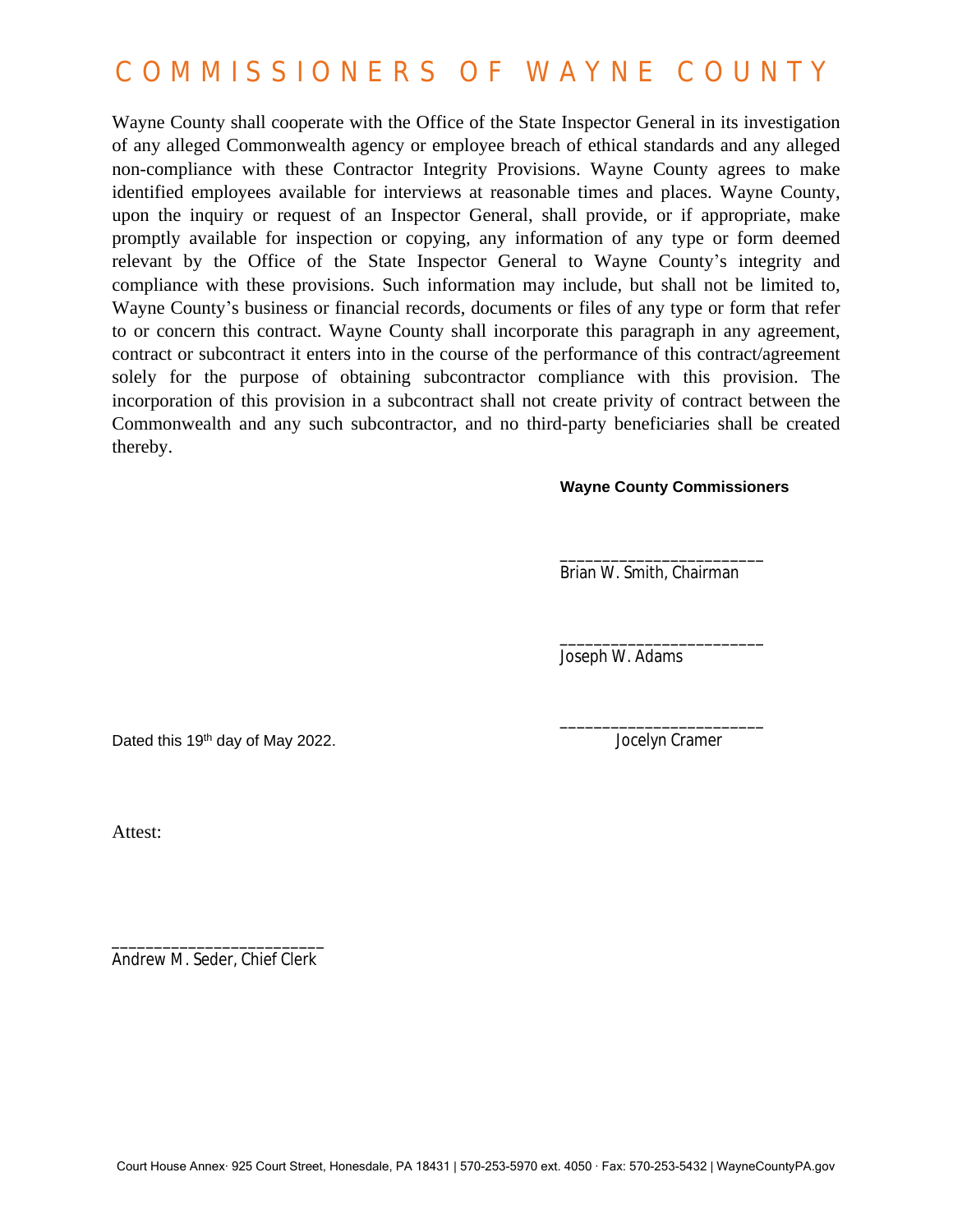# COMMISSIONERS OF WAYNE COUNTY

Wayne County shall cooperate with the Office of the State Inspector General in its investigation of any alleged Commonwealth agency or employee breach of ethical standards and any alleged non-compliance with these Contractor Integrity Provisions. Wayne County agrees to make identified employees available for interviews at reasonable times and places. Wayne County, upon the inquiry or request of an Inspector General, shall provide, or if appropriate, make promptly available for inspection or copying, any information of any type or form deemed relevant by the Office of the State Inspector General to Wayne County's integrity and compliance with these provisions. Such information may include, but shall not be limited to, Wayne County's business or financial records, documents or files of any type or form that refer to or concern this contract. Wayne County shall incorporate this paragraph in any agreement, contract or subcontract it enters into in the course of the performance of this contract/agreement solely for the purpose of obtaining subcontractor compliance with this provision. The incorporation of this provision in a subcontract shall not create privity of contract between the Commonwealth and any such subcontractor, and no third-party beneficiaries shall be created thereby.

**Wayne County Commissioners**

________________________
Brian W. Smith, Chairman

________________________
Joseph W. Adams

________________________
Jocelyn Cramer

Dated this 19th day of May 2022.

Attest:

________________________
Andrew M. Seder, Chief Clerk